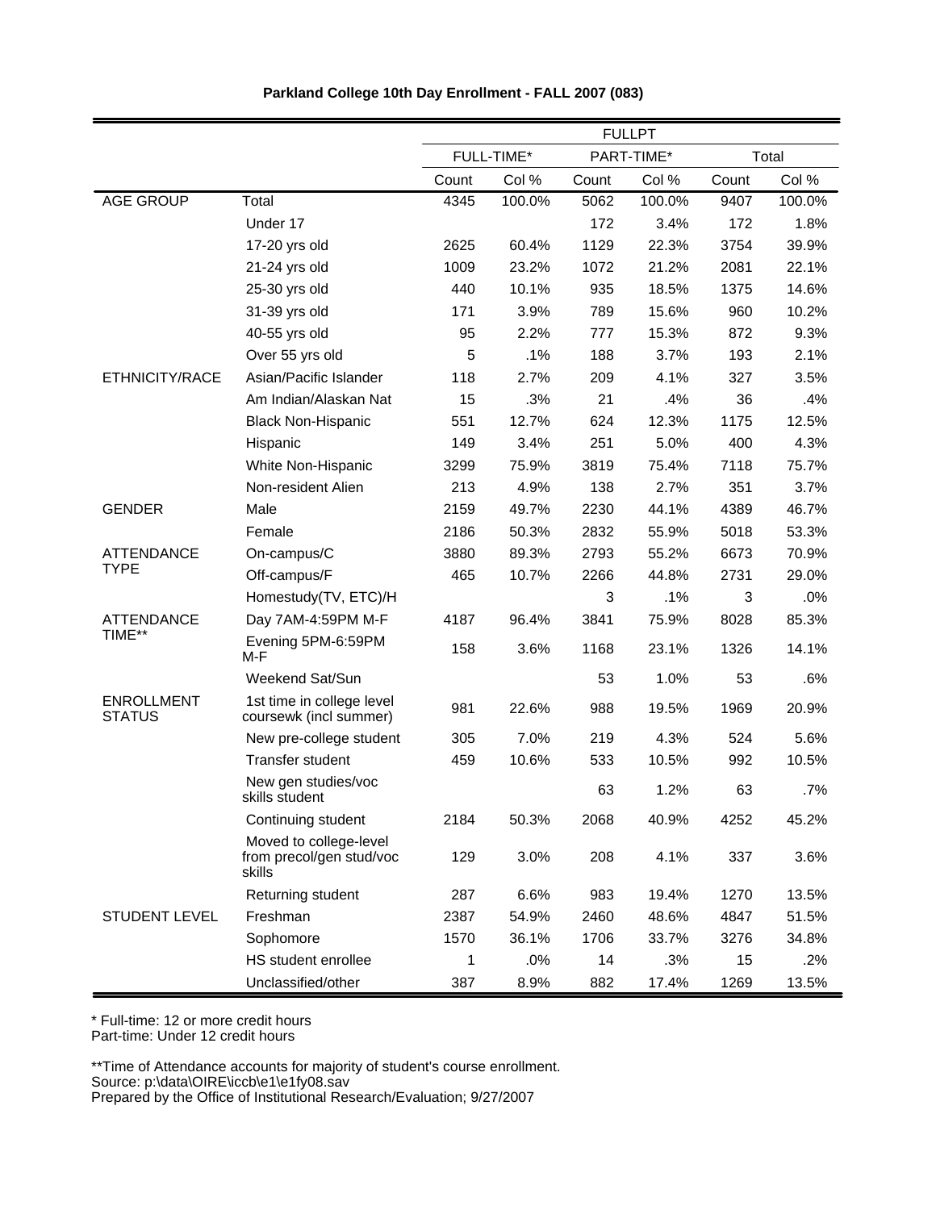**Parkland College 10th Day Enrollment - FALL 2007 (083)**

| | | FULLPT | | | | | |
|---|---|---|---|---|---|---|---|
| | | FULL-TIME* | | PART-TIME* | | Total | |
| | | Count | Col % | Count | Col % | Count | Col % |
| AGE GROUP | Total | 4345 | 100.0% | 5062 | 100.0% | 9407 | 100.0% |
| | Under 17 | | | 172 | 3.4% | 172 | 1.8% |
| | 17-20 yrs old | 2625 | 60.4% | 1129 | 22.3% | 3754 | 39.9% |
| | 21-24 yrs old | 1009 | 23.2% | 1072 | 21.2% | 2081 | 22.1% |
| | 25-30 yrs old | 440 | 10.1% | 935 | 18.5% | 1375 | 14.6% |
| | 31-39 yrs old | 171 | 3.9% | 789 | 15.6% | 960 | 10.2% |
| | 40-55 yrs old | 95 | 2.2% | 777 | 15.3% | 872 | 9.3% |
| | Over 55 yrs old | 5 | .1% | 188 | 3.7% | 193 | 2.1% |
| ETHNICITY/RACE | Asian/Pacific Islander | 118 | 2.7% | 209 | 4.1% | 327 | 3.5% |
| | Am Indian/Alaskan Nat | 15 | .3% | 21 | .4% | 36 | .4% |
| | Black Non-Hispanic | 551 | 12.7% | 624 | 12.3% | 1175 | 12.5% |
| | Hispanic | 149 | 3.4% | 251 | 5.0% | 400 | 4.3% |
| | White Non-Hispanic | 3299 | 75.9% | 3819 | 75.4% | 7118 | 75.7% |
| | Non-resident Alien | 213 | 4.9% | 138 | 2.7% | 351 | 3.7% |
| GENDER | Male | 2159 | 49.7% | 2230 | 44.1% | 4389 | 46.7% |
| | Female | 2186 | 50.3% | 2832 | 55.9% | 5018 | 53.3% |
| ATTENDANCE TYPE | On-campus/C | 3880 | 89.3% | 2793 | 55.2% | 6673 | 70.9% |
| | Off-campus/F | 465 | 10.7% | 2266 | 44.8% | 2731 | 29.0% |
| | Homestudy(TV, ETC)/H | | | 3 | .1% | 3 | .0% |
| ATTENDANCE TIME** | Day 7AM-4:59PM M-F | 4187 | 96.4% | 3841 | 75.9% | 8028 | 85.3% |
| | Evening 5PM-6:59PM M-F | 158 | 3.6% | 1168 | 23.1% | 1326 | 14.1% |
| | Weekend Sat/Sun | | | 53 | 1.0% | 53 | .6% |
| ENROLLMENT STATUS | 1st time in college level coursewk (incl summer) | 981 | 22.6% | 988 | 19.5% | 1969 | 20.9% |
| | New pre-college student | 305 | 7.0% | 219 | 4.3% | 524 | 5.6% |
| | Transfer student | 459 | 10.6% | 533 | 10.5% | 992 | 10.5% |
| | New gen studies/voc skills student | | | 63 | 1.2% | 63 | .7% |
| | Continuing student | 2184 | 50.3% | 2068 | 40.9% | 4252 | 45.2% |
| | Moved to college-level from precol/gen stud/voc skills | 129 | 3.0% | 208 | 4.1% | 337 | 3.6% |
| | Returning student | 287 | 6.6% | 983 | 19.4% | 1270 | 13.5% |
| STUDENT LEVEL | Freshman | 2387 | 54.9% | 2460 | 48.6% | 4847 | 51.5% |
| | Sophomore | 1570 | 36.1% | 1706 | 33.7% | 3276 | 34.8% |
| | HS student enrollee | 1 | .0% | 14 | .3% | 15 | .2% |
| | Unclassified/other | 387 | 8.9% | 882 | 17.4% | 1269 | 13.5% |

* Full-time: 12 or more credit hours
Part-time: Under 12 credit hours

**Time of Attendance accounts for majority of student's course enrollment.
Source: p:\data\OIRE\iccb\e1\e1fy08.sav
Prepared by the Office of Institutional Research/Evaluation; 9/27/2007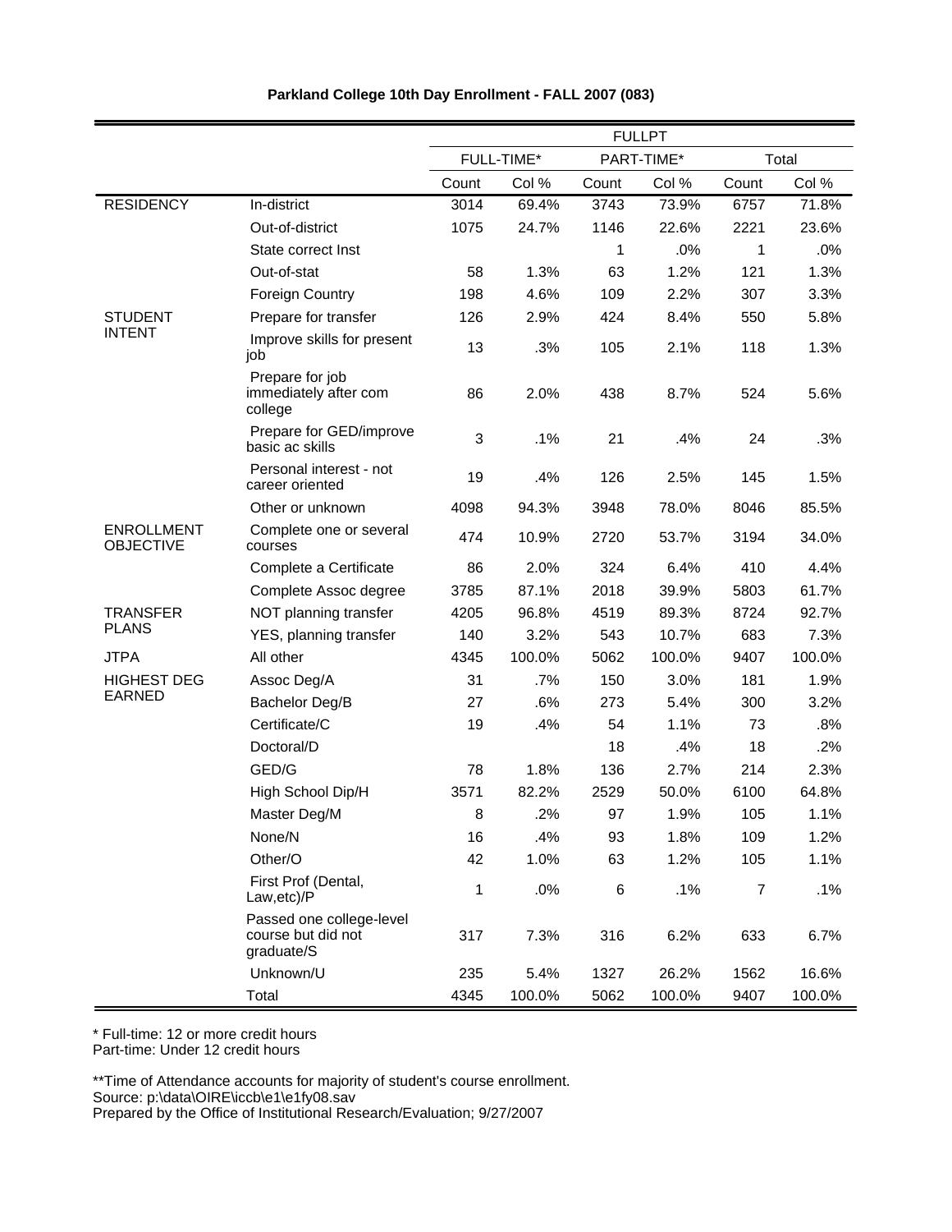**Parkland College 10th Day Enrollment - FALL 2007 (083)**

| | | FULLPT | | | | | |
|---|---|---|---|---|---|---|---|
| | | FULL-TIME* | | PART-TIME* | | Total | |
| | | Count | Col % | Count | Col % | Count | Col % |
| RESIDENCY | In-district | 3014 | 69.4% | 3743 | 73.9% | 6757 | 71.8% |
| | Out-of-district | 1075 | 24.7% | 1146 | 22.6% | 2221 | 23.6% |
| | State correct Inst | | | 1 | .0% | 1 | .0% |
| | Out-of-stat | 58 | 1.3% | 63 | 1.2% | 121 | 1.3% |
| | Foreign Country | 198 | 4.6% | 109 | 2.2% | 307 | 3.3% |
| STUDENT INTENT | Prepare for transfer | 126 | 2.9% | 424 | 8.4% | 550 | 5.8% |
| | Improve skills for present job | 13 | .3% | 105 | 2.1% | 118 | 1.3% |
| | Prepare for job immediately after com college | 86 | 2.0% | 438 | 8.7% | 524 | 5.6% |
| | Prepare for GED/improve basic ac skills | 3 | .1% | 21 | .4% | 24 | .3% |
| | Personal interest - not career oriented | 19 | .4% | 126 | 2.5% | 145 | 1.5% |
| | Other or unknown | 4098 | 94.3% | 3948 | 78.0% | 8046 | 85.5% |
| ENROLLMENT OBJECTIVE | Complete one or several courses | 474 | 10.9% | 2720 | 53.7% | 3194 | 34.0% |
| | Complete a Certificate | 86 | 2.0% | 324 | 6.4% | 410 | 4.4% |
| | Complete Assoc degree | 3785 | 87.1% | 2018 | 39.9% | 5803 | 61.7% |
| TRANSFER PLANS | NOT planning transfer | 4205 | 96.8% | 4519 | 89.3% | 8724 | 92.7% |
| | YES, planning transfer | 140 | 3.2% | 543 | 10.7% | 683 | 7.3% |
| JTPA | All other | 4345 | 100.0% | 5062 | 100.0% | 9407 | 100.0% |
| HIGHEST DEG EARNED | Assoc Deg/A | 31 | .7% | 150 | 3.0% | 181 | 1.9% |
| | Bachelor Deg/B | 27 | .6% | 273 | 5.4% | 300 | 3.2% |
| | Certificate/C | 19 | .4% | 54 | 1.1% | 73 | .8% |
| | Doctoral/D | | | 18 | .4% | 18 | .2% |
| | GED/G | 78 | 1.8% | 136 | 2.7% | 214 | 2.3% |
| | High School Dip/H | 3571 | 82.2% | 2529 | 50.0% | 6100 | 64.8% |
| | Master Deg/M | 8 | .2% | 97 | 1.9% | 105 | 1.1% |
| | None/N | 16 | .4% | 93 | 1.8% | 109 | 1.2% |
| | Other/O | 42 | 1.0% | 63 | 1.2% | 105 | 1.1% |
| | First Prof (Dental, Law,etc)/P | 1 | .0% | 6 | .1% | 7 | .1% |
| | Passed one college-level course but did not graduate/S | 317 | 7.3% | 316 | 6.2% | 633 | 6.7% |
| | Unknown/U | 235 | 5.4% | 1327 | 26.2% | 1562 | 16.6% |
| | Total | 4345 | 100.0% | 5062 | 100.0% | 9407 | 100.0% |

* Full-time: 12 or more credit hours
Part-time: Under 12 credit hours

**Time of Attendance accounts for majority of student's course enrollment.
Source: p:\data\OIRE\iccb\e1\e1fy08.sav
Prepared by the Office of Institutional Research/Evaluation; 9/27/2007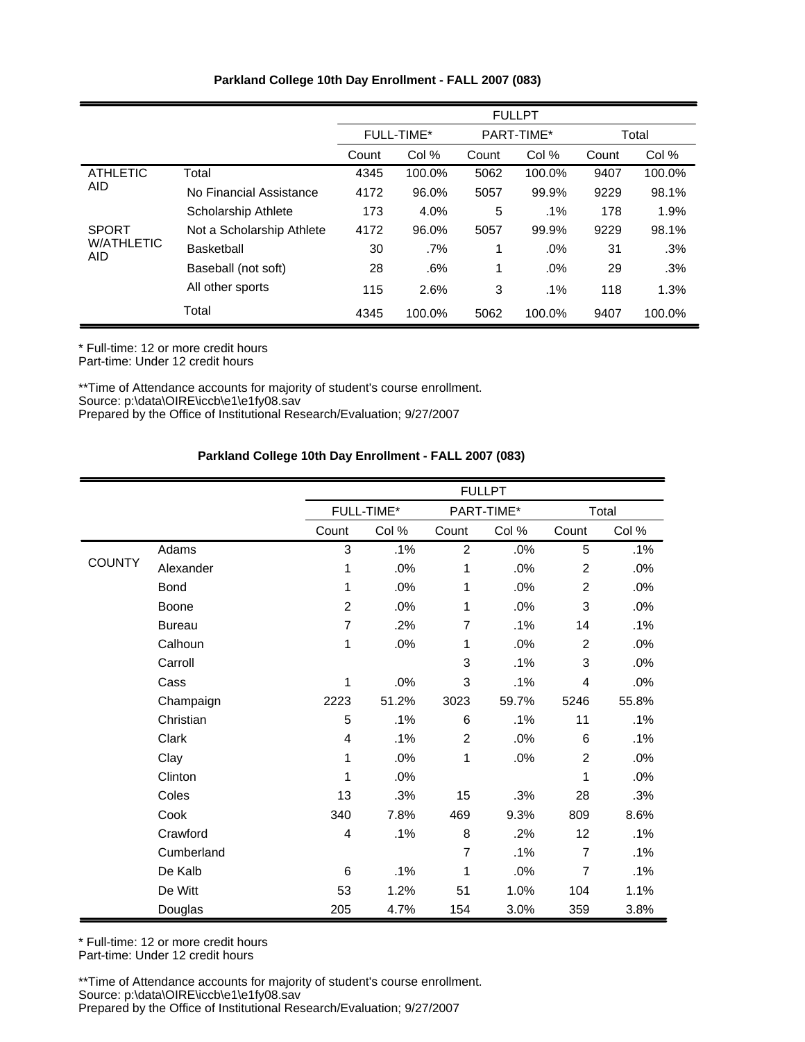**Parkland College 10th Day Enrollment - FALL 2007 (083)**

| | | FULLPT | | | | | |
|---|---|---|---|---|---|---|---|
| | | FULL-TIME* | | PART-TIME* | | Total | |
| | | Count | Col % | Count | Col % | Count | Col % |
| ATHLETIC AID | Total | 4345 | 100.0% | 5062 | 100.0% | 9407 | 100.0% |
| | No Financial Assistance | 4172 | 96.0% | 5057 | 99.9% | 9229 | 98.1% |
| | Scholarship Athlete | 173 | 4.0% | 5 | .1% | 178 | 1.9% |
| SPORT W/ATHLETIC AID | Not a Scholarship Athlete | 4172 | 96.0% | 5057 | 99.9% | 9229 | 98.1% |
| | Basketball | 30 | .7% | 1 | .0% | 31 | .3% |
| | Baseball (not soft) | 28 | .6% | 1 | .0% | 29 | .3% |
| | All other sports | 115 | 2.6% | 3 | .1% | 118 | 1.3% |
| | Total | 4345 | 100.0% | 5062 | 100.0% | 9407 | 100.0% |

\* Full-time: 12 or more credit hours
Part-time: Under 12 credit hours

\*\*Time of Attendance accounts for majority of student's course enrollment.
Source: p:\data\OIRE\iccb\e1\e1fy08.sav
Prepared by the Office of Institutional Research/Evaluation; 9/27/2007

**Parkland College 10th Day Enrollment - FALL 2007 (083)**

| | | FULLPT | | | | | |
|---|---|---|---|---|---|---|---|
| | | FULL-TIME* | | PART-TIME* | | Total | |
| | | Count | Col % | Count | Col % | Count | Col % |
| COUNTY | Adams | 3 | .1% | 2 | .0% | 5 | .1% |
| | Alexander | 1 | .0% | 1 | .0% | 2 | .0% |
| | Bond | 1 | .0% | 1 | .0% | 2 | .0% |
| | Boone | 2 | .0% | 1 | .0% | 3 | .0% |
| | Bureau | 7 | .2% | 7 | .1% | 14 | .1% |
| | Calhoun | 1 | .0% | 1 | .0% | 2 | .0% |
| | Carroll | | | 3 | .1% | 3 | .0% |
| | Cass | 1 | .0% | 3 | .1% | 4 | .0% |
| | Champaign | 2223 | 51.2% | 3023 | 59.7% | 5246 | 55.8% |
| | Christian | 5 | .1% | 6 | .1% | 11 | .1% |
| | Clark | 4 | .1% | 2 | .0% | 6 | .1% |
| | Clay | 1 | .0% | 1 | .0% | 2 | .0% |
| | Clinton | 1 | .0% | | | 1 | .0% |
| | Coles | 13 | .3% | 15 | .3% | 28 | .3% |
| | Cook | 340 | 7.8% | 469 | 9.3% | 809 | 8.6% |
| | Crawford | 4 | .1% | 8 | .2% | 12 | .1% |
| | Cumberland | | | 7 | .1% | 7 | .1% |
| | De Kalb | 6 | .1% | 1 | .0% | 7 | .1% |
| | De Witt | 53 | 1.2% | 51 | 1.0% | 104 | 1.1% |
| | Douglas | 205 | 4.7% | 154 | 3.0% | 359 | 3.8% |

\* Full-time: 12 or more credit hours
Part-time: Under 12 credit hours

\*\*Time of Attendance accounts for majority of student's course enrollment.
Source: p:\data\OIRE\iccb\e1\e1fy08.sav
Prepared by the Office of Institutional Research/Evaluation; 9/27/2007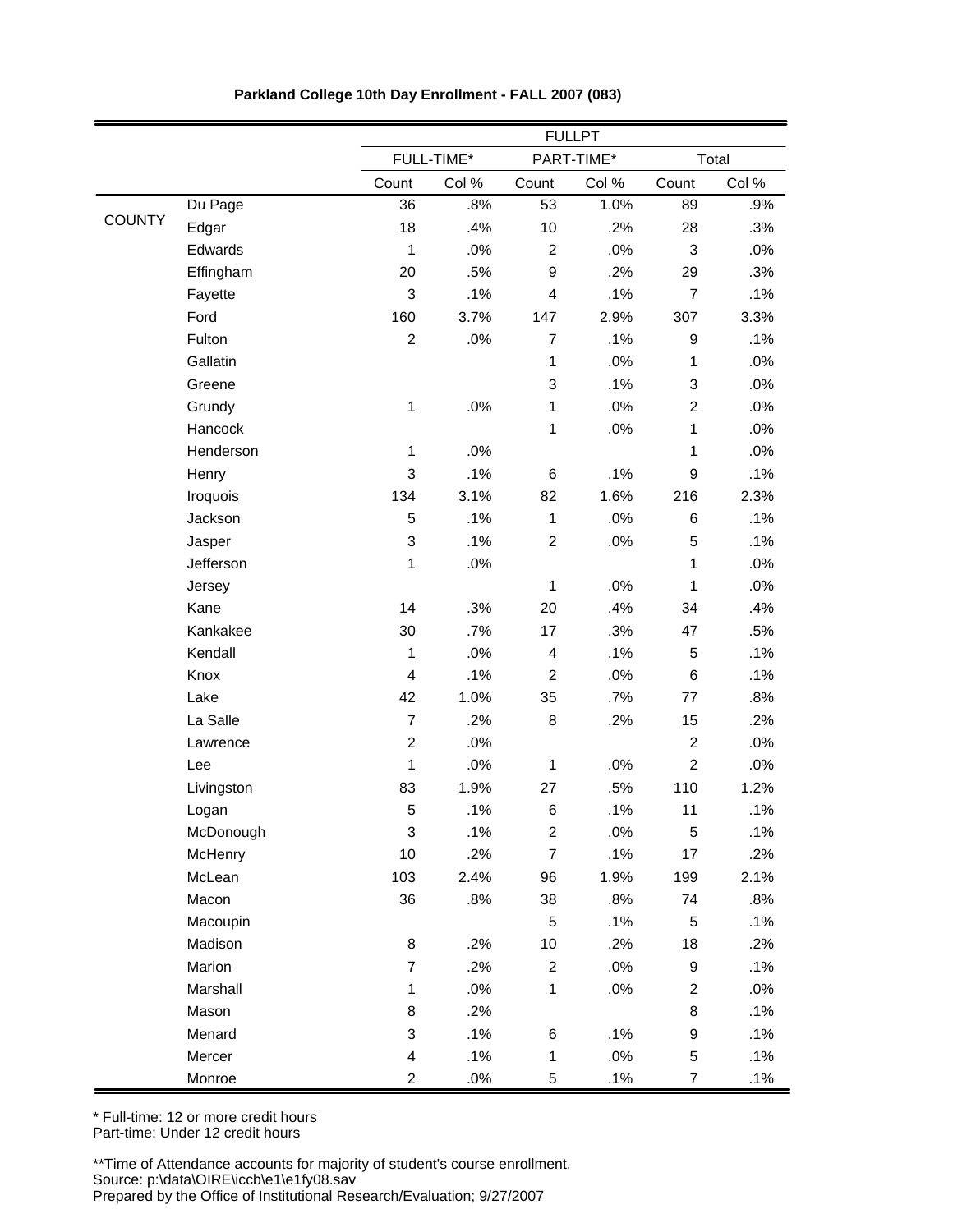**Parkland College 10th Day Enrollment - FALL 2007 (083)**

| | | FULLPT | | | | | |
|---|---|---|---|---|---|---|---|
| | | FULL-TIME* | | PART-TIME* | | Total | |
| | | Count | Col % | Count | Col % | Count | Col % |
| COUNTY | Du Page | 36 | .8% | 53 | 1.0% | 89 | .9% |
| | Edgar | 18 | .4% | 10 | .2% | 28 | .3% |
| | Edwards | 1 | .0% | 2 | .0% | 3 | .0% |
| | Effingham | 20 | .5% | 9 | .2% | 29 | .3% |
| | Fayette | 3 | .1% | 4 | .1% | 7 | .1% |
| | Ford | 160 | 3.7% | 147 | 2.9% | 307 | 3.3% |
| | Fulton | 2 | .0% | 7 | .1% | 9 | .1% |
| | Gallatin | | | 1 | .0% | 1 | .0% |
| | Greene | | | 3 | .1% | 3 | .0% |
| | Grundy | 1 | .0% | 1 | .0% | 2 | .0% |
| | Hancock | | | 1 | .0% | 1 | .0% |
| | Henderson | 1 | .0% | | | 1 | .0% |
| | Henry | 3 | .1% | 6 | .1% | 9 | .1% |
| | Iroquois | 134 | 3.1% | 82 | 1.6% | 216 | 2.3% |
| | Jackson | 5 | .1% | 1 | .0% | 6 | .1% |
| | Jasper | 3 | .1% | 2 | .0% | 5 | .1% |
| | Jefferson | 1 | .0% | | | 1 | .0% |
| | Jersey | | | 1 | .0% | 1 | .0% |
| | Kane | 14 | .3% | 20 | .4% | 34 | .4% |
| | Kankakee | 30 | .7% | 17 | .3% | 47 | .5% |
| | Kendall | 1 | .0% | 4 | .1% | 5 | .1% |
| | Knox | 4 | .1% | 2 | .0% | 6 | .1% |
| | Lake | 42 | 1.0% | 35 | .7% | 77 | .8% |
| | La Salle | 7 | .2% | 8 | .2% | 15 | .2% |
| | Lawrence | 2 | .0% | | | 2 | .0% |
| | Lee | 1 | .0% | 1 | .0% | 2 | .0% |
| | Livingston | 83 | 1.9% | 27 | .5% | 110 | 1.2% |
| | Logan | 5 | .1% | 6 | .1% | 11 | .1% |
| | McDonough | 3 | .1% | 2 | .0% | 5 | .1% |
| | McHenry | 10 | .2% | 7 | .1% | 17 | .2% |
| | McLean | 103 | 2.4% | 96 | 1.9% | 199 | 2.1% |
| | Macon | 36 | .8% | 38 | .8% | 74 | .8% |
| | Macoupin | | | 5 | .1% | 5 | .1% |
| | Madison | 8 | .2% | 10 | .2% | 18 | .2% |
| | Marion | 7 | .2% | 2 | .0% | 9 | .1% |
| | Marshall | 1 | .0% | 1 | .0% | 2 | .0% |
| | Mason | 8 | .2% | | | 8 | .1% |
| | Menard | 3 | .1% | 6 | .1% | 9 | .1% |
| | Mercer | 4 | .1% | 1 | .0% | 5 | .1% |
| | Monroe | 2 | .0% | 5 | .1% | 7 | .1% |

* Full-time: 12 or more credit hours
Part-time: Under 12 credit hours

**Time of Attendance accounts for majority of student's course enrollment.
Source: p:\data\OIRE\iccb\e1\e1fy08.sav
Prepared by the Office of Institutional Research/Evaluation; 9/27/2007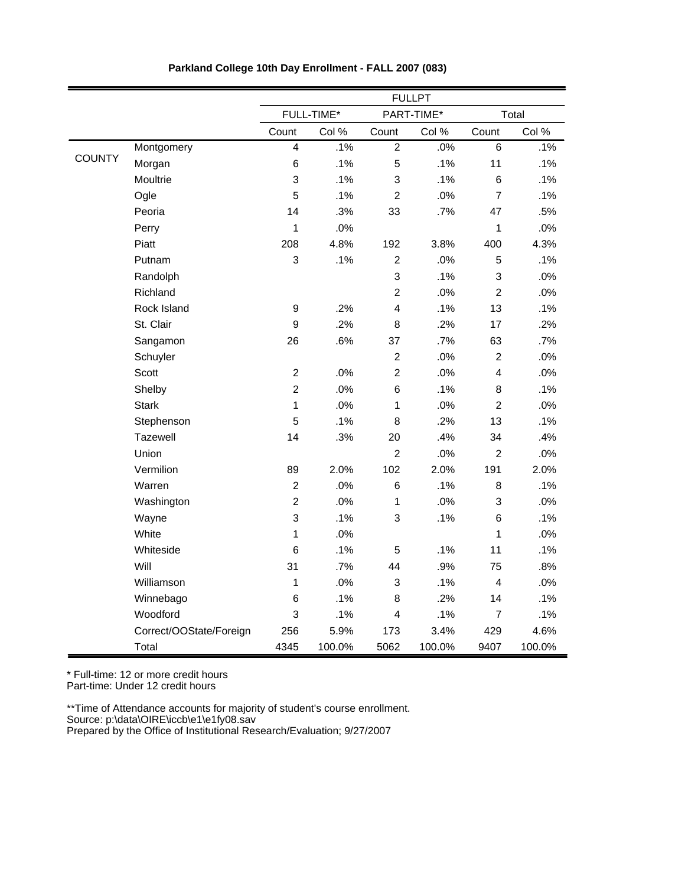**Parkland College 10th Day Enrollment - FALL 2007 (083)**

| | | FULLPT | | | | | |
|---|---|---|---|---|---|---|---|
| | | FULL-TIME* | | PART-TIME* | | Total | |
| | | Count | Col % | Count | Col % | Count | Col % |
| COUNTY | Montgomery | 4 | .1% | 2 | .0% | 6 | .1% |
| | Morgan | 6 | .1% | 5 | .1% | 11 | .1% |
| | Moultrie | 3 | .1% | 3 | .1% | 6 | .1% |
| | Ogle | 5 | .1% | 2 | .0% | 7 | .1% |
| | Peoria | 14 | .3% | 33 | .7% | 47 | .5% |
| | Perry | 1 | .0% | | | 1 | .0% |
| | Piatt | 208 | 4.8% | 192 | 3.8% | 400 | 4.3% |
| | Putnam | 3 | .1% | 2 | .0% | 5 | .1% |
| | Randolph | | | 3 | .1% | 3 | .0% |
| | Richland | | | 2 | .0% | 2 | .0% |
| | Rock Island | 9 | .2% | 4 | .1% | 13 | .1% |
| | St. Clair | 9 | .2% | 8 | .2% | 17 | .2% |
| | Sangamon | 26 | .6% | 37 | .7% | 63 | .7% |
| | Schuyler | | | 2 | .0% | 2 | .0% |
| | Scott | 2 | .0% | 2 | .0% | 4 | .0% |
| | Shelby | 2 | .0% | 6 | .1% | 8 | .1% |
| | Stark | 1 | .0% | 1 | .0% | 2 | .0% |
| | Stephenson | 5 | .1% | 8 | .2% | 13 | .1% |
| | Tazewell | 14 | .3% | 20 | .4% | 34 | .4% |
| | Union | | | 2 | .0% | 2 | .0% |
| | Vermilion | 89 | 2.0% | 102 | 2.0% | 191 | 2.0% |
| | Warren | 2 | .0% | 6 | .1% | 8 | .1% |
| | Washington | 2 | .0% | 1 | .0% | 3 | .0% |
| | Wayne | 3 | .1% | 3 | .1% | 6 | .1% |
| | White | 1 | .0% | | | 1 | .0% |
| | Whiteside | 6 | .1% | 5 | .1% | 11 | .1% |
| | Will | 31 | .7% | 44 | .9% | 75 | .8% |
| | Williamson | 1 | .0% | 3 | .1% | 4 | .0% |
| | Winnebago | 6 | .1% | 8 | .2% | 14 | .1% |
| | Woodford | 3 | .1% | 4 | .1% | 7 | .1% |
| | Correct/OOState/Foreign | 256 | 5.9% | 173 | 3.4% | 429 | 4.6% |
| | Total | 4345 | 100.0% | 5062 | 100.0% | 9407 | 100.0% |

* Full-time: 12 or more credit hours
Part-time: Under 12 credit hours

**Time of Attendance accounts for majority of student's course enrollment.
Source: p:\data\OIRE\iccb\e1\e1fy08.sav
Prepared by the Office of Institutional Research/Evaluation; 9/27/2007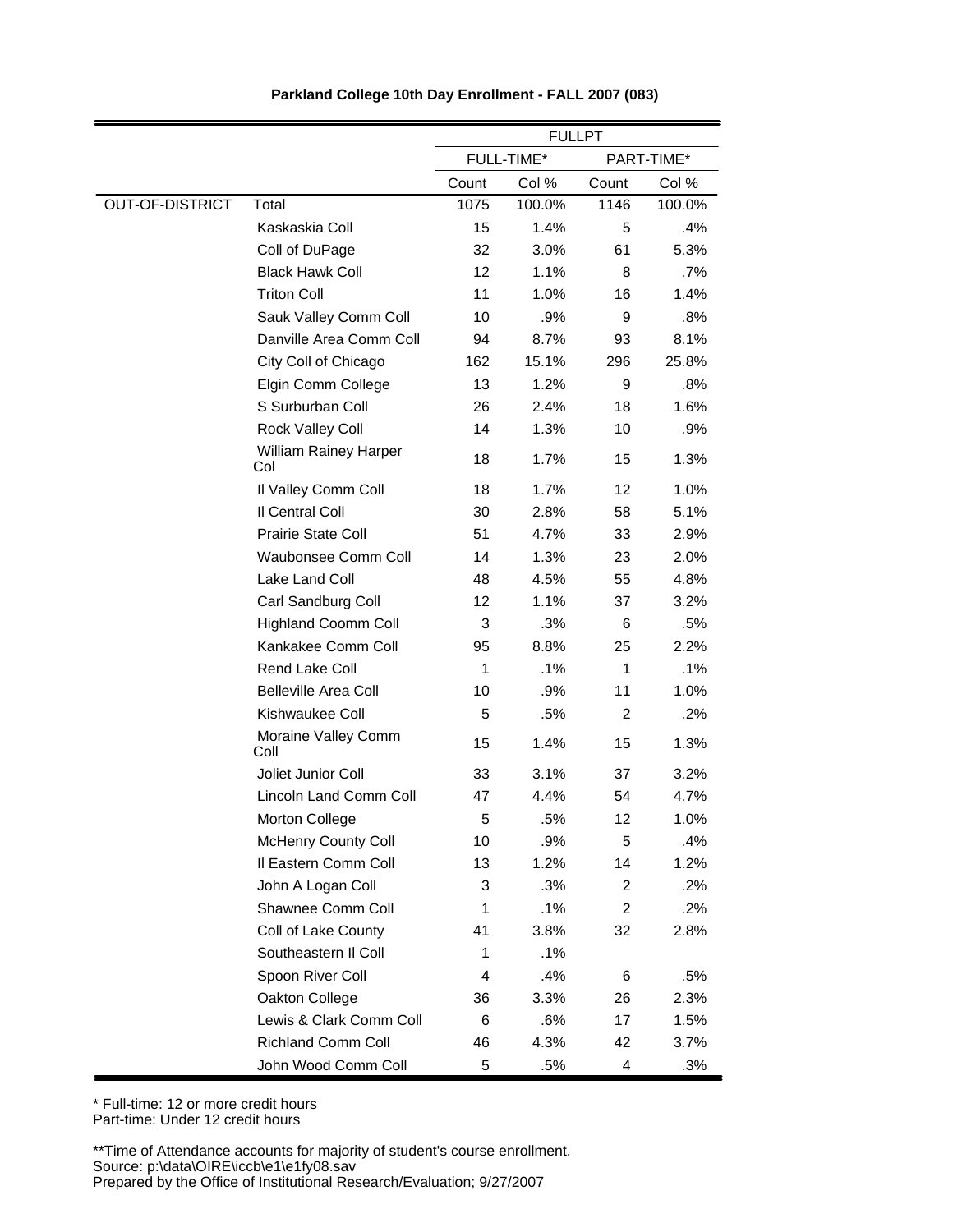**Parkland College 10th Day Enrollment - FALL 2007 (083)**

| | | FULLPT | | | |
|---|---|---|---|---|---|
| | | FULL-TIME* | | PART-TIME* | |
| | | Count | Col % | Count | Col % |
| OUT-OF-DISTRICT | Total | 1075 | 100.0% | 1146 | 100.0% |
| | Kaskaskia Coll | 15 | 1.4% | 5 | .4% |
| | Coll of DuPage | 32 | 3.0% | 61 | 5.3% |
| | Black Hawk Coll | 12 | 1.1% | 8 | .7% |
| | Triton Coll | 11 | 1.0% | 16 | 1.4% |
| | Sauk Valley Comm Coll | 10 | .9% | 9 | .8% |
| | Danville Area Comm Coll | 94 | 8.7% | 93 | 8.1% |
| | City Coll of Chicago | 162 | 15.1% | 296 | 25.8% |
| | Elgin Comm College | 13 | 1.2% | 9 | .8% |
| | S Surburban Coll | 26 | 2.4% | 18 | 1.6% |
| | Rock Valley Coll | 14 | 1.3% | 10 | .9% |
| | William Rainey Harper Col | 18 | 1.7% | 15 | 1.3% |
| | Il Valley Comm Coll | 18 | 1.7% | 12 | 1.0% |
| | Il Central Coll | 30 | 2.8% | 58 | 5.1% |
| | Prairie State Coll | 51 | 4.7% | 33 | 2.9% |
| | Waubonsee Comm Coll | 14 | 1.3% | 23 | 2.0% |
| | Lake Land Coll | 48 | 4.5% | 55 | 4.8% |
| | Carl Sandburg Coll | 12 | 1.1% | 37 | 3.2% |
| | Highland Coomm Coll | 3 | .3% | 6 | .5% |
| | Kankakee Comm Coll | 95 | 8.8% | 25 | 2.2% |
| | Rend Lake Coll | 1 | .1% | 1 | .1% |
| | Belleville Area Coll | 10 | .9% | 11 | 1.0% |
| | Kishwaukee Coll | 5 | .5% | 2 | .2% |
| | Moraine Valley Comm Coll | 15 | 1.4% | 15 | 1.3% |
| | Joliet Junior Coll | 33 | 3.1% | 37 | 3.2% |
| | Lincoln Land Comm Coll | 47 | 4.4% | 54 | 4.7% |
| | Morton College | 5 | .5% | 12 | 1.0% |
| | McHenry County Coll | 10 | .9% | 5 | .4% |
| | Il Eastern Comm Coll | 13 | 1.2% | 14 | 1.2% |
| | John A Logan Coll | 3 | .3% | 2 | .2% |
| | Shawnee Comm Coll | 1 | .1% | 2 | .2% |
| | Coll of Lake County | 41 | 3.8% | 32 | 2.8% |
| | Southeastern Il Coll | 1 | .1% | | |
| | Spoon River Coll | 4 | .4% | 6 | .5% |
| | Oakton College | 36 | 3.3% | 26 | 2.3% |
| | Lewis & Clark Comm Coll | 6 | .6% | 17 | 1.5% |
| | Richland Comm Coll | 46 | 4.3% | 42 | 3.7% |
| | John Wood Comm Coll | 5 | .5% | 4 | .3% |

* Full-time: 12 or more credit hours
Part-time: Under 12 credit hours

**Time of Attendance accounts for majority of student's course enrollment.
Source: p:\data\OIRE\iccb\e1\e1fy08.sav
Prepared by the Office of Institutional Research/Evaluation; 9/27/2007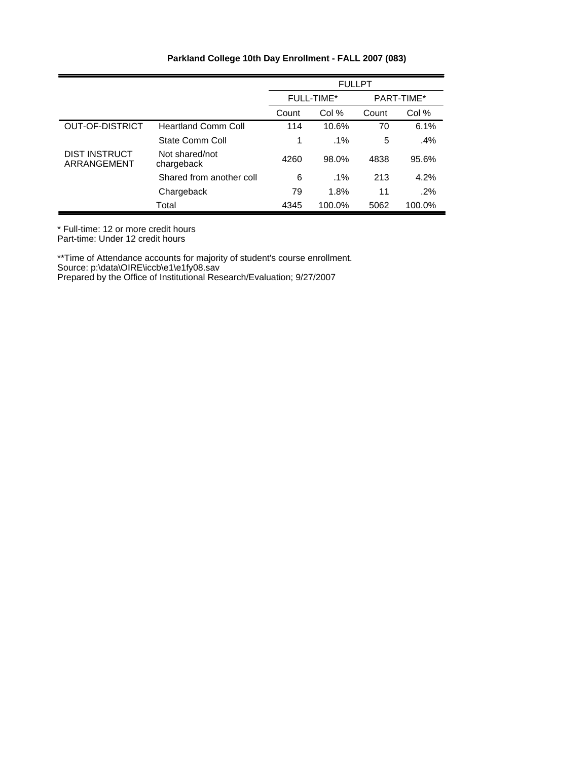**Parkland College 10th Day Enrollment - FALL 2007 (083)**

| | | FULLPT | | | |
|---|---|---|---|---|---|
| | | FULL-TIME* | | PART-TIME* | |
| | | Count | Col % | Count | Col % |
| OUT-OF-DISTRICT | Heartland Comm Coll | 114 | 10.6% | 70 | 6.1% |
| | State Comm Coll | 1 | .1% | 5 | .4% |
| DIST INSTRUCT ARRANGEMENT | Not shared/not chargeback | 4260 | 98.0% | 4838 | 95.6% |
| | Shared from another coll | 6 | .1% | 213 | 4.2% |
| | Chargeback | 79 | 1.8% | 11 | .2% |
| | Total | 4345 | 100.0% | 5062 | 100.0% |

* Full-time: 12 or more credit hours
Part-time: Under 12 credit hours

**Time of Attendance accounts for majority of student's course enrollment.
Source: p:\data\OIRE\iccb\e1\e1fy08.sav
Prepared by the Office of Institutional Research/Evaluation; 9/27/2007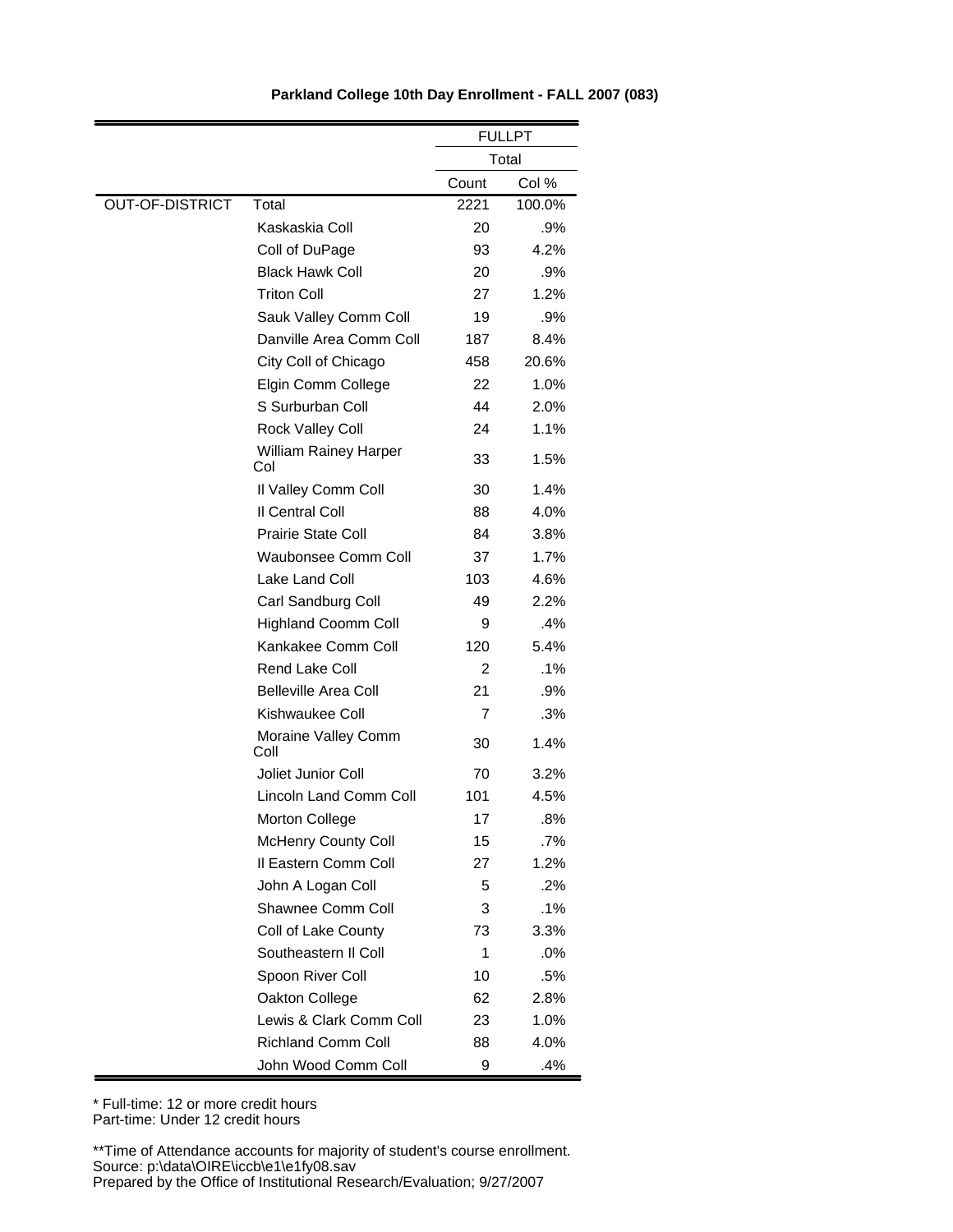**Parkland College 10th Day Enrollment - FALL 2007 (083)**

| | | FULLPT | |
|---|---|---|---|
| | | Total | |
| | | Count | Col % |
| OUT-OF-DISTRICT | Total | 2221 | 100.0% |
| | Kaskaskia Coll | 20 | .9% |
| | Coll of DuPage | 93 | 4.2% |
| | Black Hawk Coll | 20 | .9% |
| | Triton Coll | 27 | 1.2% |
| | Sauk Valley Comm Coll | 19 | .9% |
| | Danville Area Comm Coll | 187 | 8.4% |
| | City Coll of Chicago | 458 | 20.6% |
| | Elgin Comm College | 22 | 1.0% |
| | S Surburban Coll | 44 | 2.0% |
| | Rock Valley Coll | 24 | 1.1% |
| | William Rainey Harper Col | 33 | 1.5% |
| | Il Valley Comm Coll | 30 | 1.4% |
| | Il Central Coll | 88 | 4.0% |
| | Prairie State Coll | 84 | 3.8% |
| | Waubonsee Comm Coll | 37 | 1.7% |
| | Lake Land Coll | 103 | 4.6% |
| | Carl Sandburg Coll | 49 | 2.2% |
| | Highland Coomm Coll | 9 | .4% |
| | Kankakee Comm Coll | 120 | 5.4% |
| | Rend Lake Coll | 2 | .1% |
| | Belleville Area Coll | 21 | .9% |
| | Kishwaukee Coll | 7 | .3% |
| | Moraine Valley Comm Coll | 30 | 1.4% |
| | Joliet Junior Coll | 70 | 3.2% |
| | Lincoln Land Comm Coll | 101 | 4.5% |
| | Morton College | 17 | .8% |
| | McHenry County Coll | 15 | .7% |
| | Il Eastern Comm Coll | 27 | 1.2% |
| | John A Logan Coll | 5 | .2% |
| | Shawnee Comm Coll | 3 | .1% |
| | Coll of Lake County | 73 | 3.3% |
| | Southeastern Il Coll | 1 | .0% |
| | Spoon River Coll | 10 | .5% |
| | Oakton College | 62 | 2.8% |
| | Lewis & Clark Comm Coll | 23 | 1.0% |
| | Richland Comm Coll | 88 | 4.0% |
| | John Wood Comm Coll | 9 | .4% |

* Full-time: 12 or more credit hours
Part-time: Under 12 credit hours

**Time of Attendance accounts for majority of student's course enrollment.
Source: p:\data\OIRE\iccb\e1\e1fy08.sav
Prepared by the Office of Institutional Research/Evaluation; 9/27/2007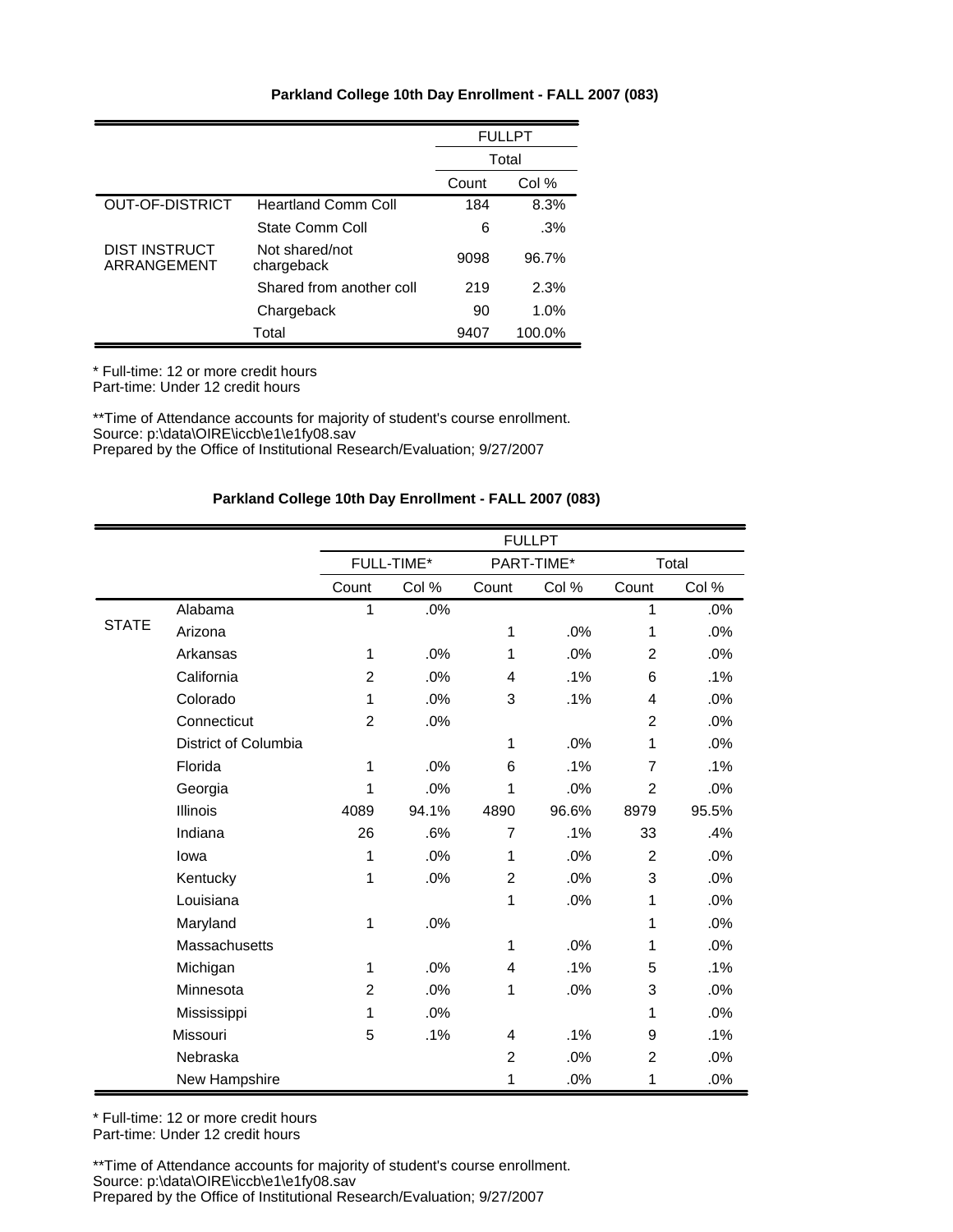**Parkland College 10th Day Enrollment - FALL 2007 (083)**

| | | FULLPT | |
|---|---|---|---|
| | | Total | |
| | | Count | Col % |
| OUT-OF-DISTRICT | Heartland Comm Coll | 184 | 8.3% |
| | State Comm Coll | 6 | .3% |
| DIST INSTRUCT ARRANGEMENT | Not shared/not chargeback | 9098 | 96.7% |
| | Shared from another coll | 219 | 2.3% |
| | Chargeback | 90 | 1.0% |
| | Total | 9407 | 100.0% |

* Full-time: 12 or more credit hours
Part-time: Under 12 credit hours

**Time of Attendance accounts for majority of student's course enrollment.
Source: p:\data\OIRE\iccb\e1\e1fy08.sav
Prepared by the Office of Institutional Research/Evaluation; 9/27/2007

**Parkland College 10th Day Enrollment - FALL 2007 (083)**

| | | FULLPT | | | | | |
|---|---|---|---|---|---|---|---|
| | | FULL-TIME* | | PART-TIME* | | Total | |
| | | Count | Col % | Count | Col % | Count | Col % |
| STATE | Alabama | 1 | .0% | | | 1 | .0% |
| | Arizona | | | 1 | .0% | 1 | .0% |
| | Arkansas | 1 | .0% | 1 | .0% | 2 | .0% |
| | California | 2 | .0% | 4 | .1% | 6 | .1% |
| | Colorado | 1 | .0% | 3 | .1% | 4 | .0% |
| | Connecticut | 2 | .0% | | | 2 | .0% |
| | District of Columbia | | | 1 | .0% | 1 | .0% |
| | Florida | 1 | .0% | 6 | .1% | 7 | .1% |
| | Georgia | 1 | .0% | 1 | .0% | 2 | .0% |
| | Illinois | 4089 | 94.1% | 4890 | 96.6% | 8979 | 95.5% |
| | Indiana | 26 | .6% | 7 | .1% | 33 | .4% |
| | Iowa | 1 | .0% | 1 | .0% | 2 | .0% |
| | Kentucky | 1 | .0% | 2 | .0% | 3 | .0% |
| | Louisiana | | | 1 | .0% | 1 | .0% |
| | Maryland | 1 | .0% | | | 1 | .0% |
| | Massachusetts | | | 1 | .0% | 1 | .0% |
| | Michigan | 1 | .0% | 4 | .1% | 5 | .1% |
| | Minnesota | 2 | .0% | 1 | .0% | 3 | .0% |
| | Mississippi | 1 | .0% | | | 1 | .0% |
| | Missouri | 5 | .1% | 4 | .1% | 9 | .1% |
| | Nebraska | | | 2 | .0% | 2 | .0% |
| | New Hampshire | | | 1 | .0% | 1 | .0% |

* Full-time: 12 or more credit hours
Part-time: Under 12 credit hours

**Time of Attendance accounts for majority of student's course enrollment.
Source: p:\data\OIRE\iccb\e1\e1fy08.sav
Prepared by the Office of Institutional Research/Evaluation; 9/27/2007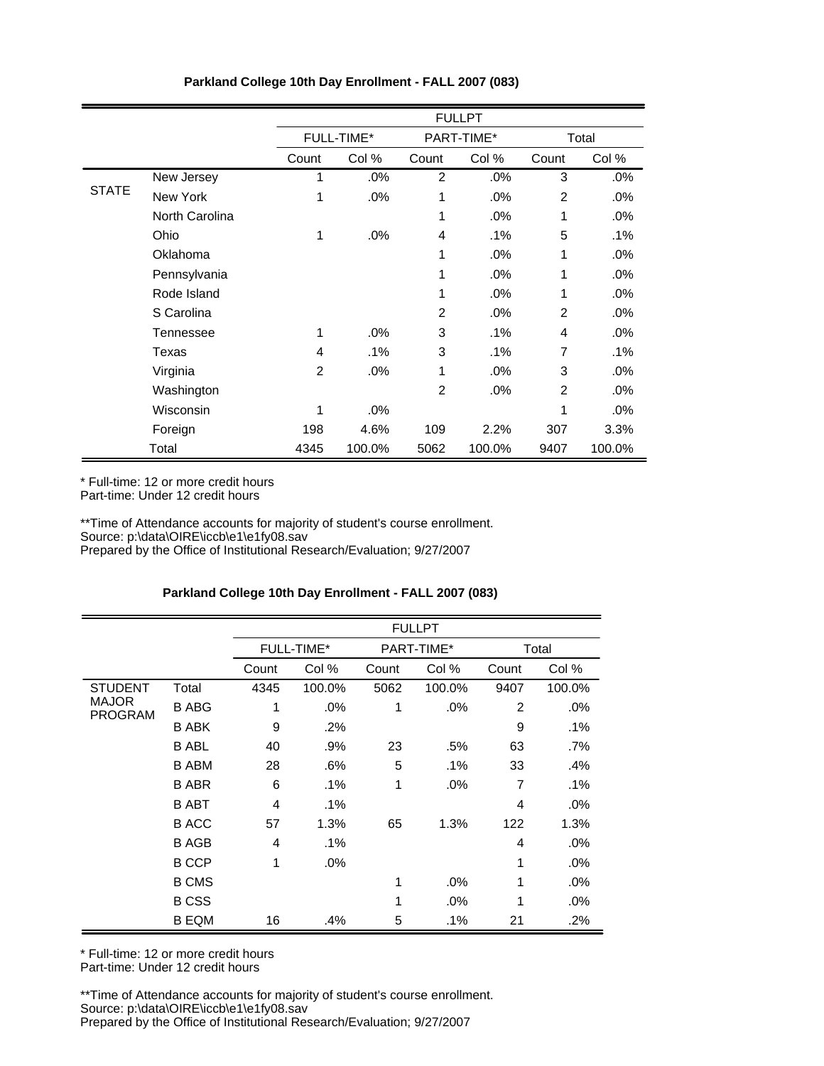**Parkland College 10th Day Enrollment - FALL 2007 (083)**

| | | FULLPT | | | | | |
|---|---|---|---|---|---|---|---|
| | | FULL-TIME* | | PART-TIME* | | Total | |
| | | Count | Col % | Count | Col % | Count | Col % |
| STATE | New Jersey | 1 | .0% | 2 | .0% | 3 | .0% |
| | New York | 1 | .0% | 1 | .0% | 2 | .0% |
| | North Carolina | | | 1 | .0% | 1 | .0% |
| | Ohio | 1 | .0% | 4 | .1% | 5 | .1% |
| | Oklahoma | | | 1 | .0% | 1 | .0% |
| | Pennsylvania | | | 1 | .0% | 1 | .0% |
| | Rode Island | | | 1 | .0% | 1 | .0% |
| | S Carolina | | | 2 | .0% | 2 | .0% |
| | Tennessee | 1 | .0% | 3 | .1% | 4 | .0% |
| | Texas | 4 | .1% | 3 | .1% | 7 | .1% |
| | Virginia | 2 | .0% | 1 | .0% | 3 | .0% |
| | Washington | | | 2 | .0% | 2 | .0% |
| | Wisconsin | 1 | .0% | | | 1 | .0% |
| | Foreign | 198 | 4.6% | 109 | 2.2% | 307 | 3.3% |
| | Total | 4345 | 100.0% | 5062 | 100.0% | 9407 | 100.0% |

* Full-time: 12 or more credit hours
Part-time: Under 12 credit hours

**Time of Attendance accounts for majority of student's course enrollment.
Source: p:\data\OIRE\iccb\e1\e1fy08.sav
Prepared by the Office of Institutional Research/Evaluation; 9/27/2007

**Parkland College 10th Day Enrollment - FALL 2007 (083)**

| | | FULLPT | | | | | |
|---|---|---|---|---|---|---|---|
| | | FULL-TIME* | | PART-TIME* | | Total | |
| | | Count | Col % | Count | Col % | Count | Col % |
| STUDENT MAJOR PROGRAM | Total | 4345 | 100.0% | 5062 | 100.0% | 9407 | 100.0% |
| | B ABG | 1 | .0% | 1 | .0% | 2 | .0% |
| | B ABK | 9 | .2% | | | 9 | .1% |
| | B ABL | 40 | .9% | 23 | .5% | 63 | .7% |
| | B ABM | 28 | .6% | 5 | .1% | 33 | .4% |
| | B ABR | 6 | .1% | 1 | .0% | 7 | .1% |
| | B ABT | 4 | .1% | | | 4 | .0% |
| | B ACC | 57 | 1.3% | 65 | 1.3% | 122 | 1.3% |
| | B AGB | 4 | .1% | | | 4 | .0% |
| | B CCP | 1 | .0% | | | 1 | .0% |
| | B CMS | | | 1 | .0% | 1 | .0% |
| | B CSS | | | 1 | .0% | 1 | .0% |
| | B EQM | 16 | .4% | 5 | .1% | 21 | .2% |

* Full-time: 12 or more credit hours
Part-time: Under 12 credit hours

**Time of Attendance accounts for majority of student's course enrollment.
Source: p:\data\OIRE\iccb\e1\e1fy08.sav
Prepared by the Office of Institutional Research/Evaluation; 9/27/2007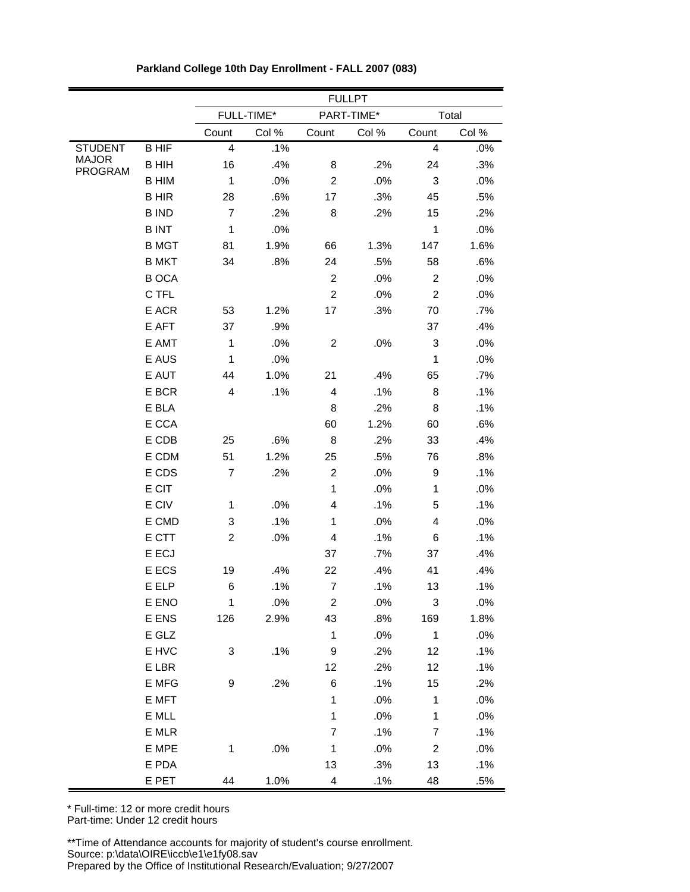**Parkland College 10th Day Enrollment - FALL 2007 (083)**

| | | FULLPT | | | | | |
|---|---|---|---|---|---|---|---|
| | | FULL-TIME* | | PART-TIME* | | Total | |
| | | Count | Col % | Count | Col % | Count | Col % |
| STUDENT MAJOR PROGRAM | B HIF | 4 | .1% | | | 4 | .0% |
| | B HIH | 16 | .4% | 8 | .2% | 24 | .3% |
| | B HIM | 1 | .0% | 2 | .0% | 3 | .0% |
| | B HIR | 28 | .6% | 17 | .3% | 45 | .5% |
| | B IND | 7 | .2% | 8 | .2% | 15 | .2% |
| | B INT | 1 | .0% | | | 1 | .0% |
| | B MGT | 81 | 1.9% | 66 | 1.3% | 147 | 1.6% |
| | B MKT | 34 | .8% | 24 | .5% | 58 | .6% |
| | B OCA | | | 2 | .0% | 2 | .0% |
| | C TFL | | | 2 | .0% | 2 | .0% |
| | E ACR | 53 | 1.2% | 17 | .3% | 70 | .7% |
| | E AFT | 37 | .9% | | | 37 | .4% |
| | E AMT | 1 | .0% | 2 | .0% | 3 | .0% |
| | E AUS | 1 | .0% | | | 1 | .0% |
| | E AUT | 44 | 1.0% | 21 | .4% | 65 | .7% |
| | E BCR | 4 | .1% | 4 | .1% | 8 | .1% |
| | E BLA | | | 8 | .2% | 8 | .1% |
| | E CCA | | | 60 | 1.2% | 60 | .6% |
| | E CDB | 25 | .6% | 8 | .2% | 33 | .4% |
| | E CDM | 51 | 1.2% | 25 | .5% | 76 | .8% |
| | E CDS | 7 | .2% | 2 | .0% | 9 | .1% |
| | E CIT | | | 1 | .0% | 1 | .0% |
| | E CIV | 1 | .0% | 4 | .1% | 5 | .1% |
| | E CMD | 3 | .1% | 1 | .0% | 4 | .0% |
| | E CTT | 2 | .0% | 4 | .1% | 6 | .1% |
| | E ECJ | | | 37 | .7% | 37 | .4% |
| | E ECS | 19 | .4% | 22 | .4% | 41 | .4% |
| | E ELP | 6 | .1% | 7 | .1% | 13 | .1% |
| | E ENO | 1 | .0% | 2 | .0% | 3 | .0% |
| | E ENS | 126 | 2.9% | 43 | .8% | 169 | 1.8% |
| | E GLZ | | | 1 | .0% | 1 | .0% |
| | E HVC | 3 | .1% | 9 | .2% | 12 | .1% |
| | E LBR | | | 12 | .2% | 12 | .1% |
| | E MFG | 9 | .2% | 6 | .1% | 15 | .2% |
| | E MFT | | | 1 | .0% | 1 | .0% |
| | E MLL | | | 1 | .0% | 1 | .0% |
| | E MLR | | | 7 | .1% | 7 | .1% |
| | E MPE | 1 | .0% | 1 | .0% | 2 | .0% |
| | E PDA | | | 13 | .3% | 13 | .1% |
| | E PET | 44 | 1.0% | 4 | .1% | 48 | .5% |

\* Full-time: 12 or more credit hours
Part-time: Under 12 credit hours

\**Time of Attendance accounts for majority of student's course enrollment.
Source: p:\data\OIRE\iccb\e1\e1fy08.sav
Prepared by the Office of Institutional Research/Evaluation; 9/27/2007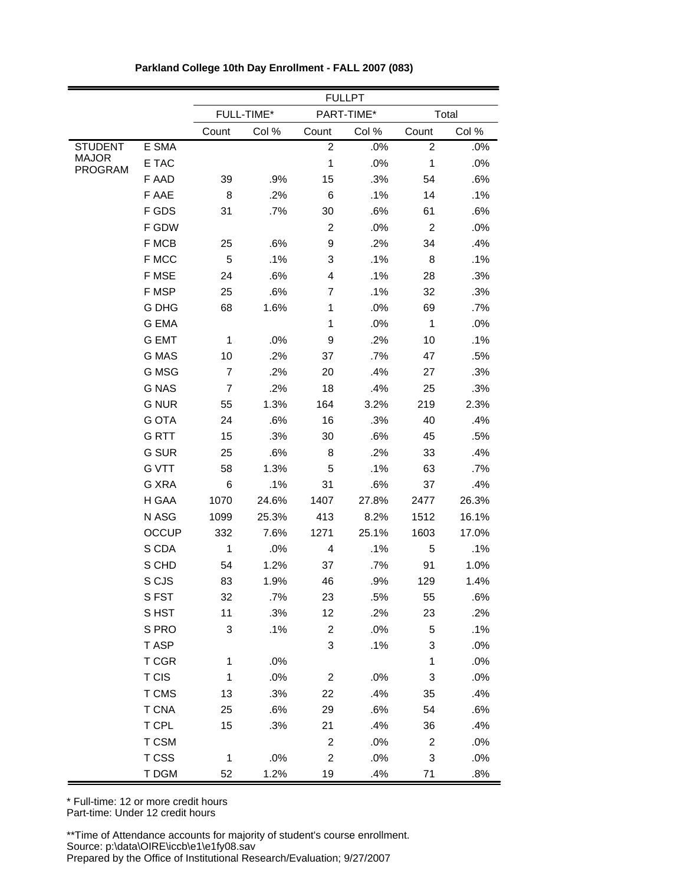**Parkland College 10th Day Enrollment - FALL 2007 (083)**

| | | FULLPT | | | | | |
|---|---|---|---|---|---|---|---|
| | | FULL-TIME* | | PART-TIME* | | Total | |
| | | Count | Col % | Count | Col % | Count | Col % |
| STUDENT MAJOR PROGRAM | E SMA | | | 2 | .0% | 2 | .0% |
| | E TAC | | | 1 | .0% | 1 | .0% |
| | F AAD | 39 | .9% | 15 | .3% | 54 | .6% |
| | F AAE | 8 | .2% | 6 | .1% | 14 | .1% |
| | F GDS | 31 | .7% | 30 | .6% | 61 | .6% |
| | F GDW | | | 2 | .0% | 2 | .0% |
| | F MCB | 25 | .6% | 9 | .2% | 34 | .4% |
| | F MCC | 5 | .1% | 3 | .1% | 8 | .1% |
| | F MSE | 24 | .6% | 4 | .1% | 28 | .3% |
| | F MSP | 25 | .6% | 7 | .1% | 32 | .3% |
| | G DHG | 68 | 1.6% | 1 | .0% | 69 | .7% |
| | G EMA | | | 1 | .0% | 1 | .0% |
| | G EMT | 1 | .0% | 9 | .2% | 10 | .1% |
| | G MAS | 10 | .2% | 37 | .7% | 47 | .5% |
| | G MSG | 7 | .2% | 20 | .4% | 27 | .3% |
| | G NAS | 7 | .2% | 18 | .4% | 25 | .3% |
| | G NUR | 55 | 1.3% | 164 | 3.2% | 219 | 2.3% |
| | G OTA | 24 | .6% | 16 | .3% | 40 | .4% |
| | G RTT | 15 | .3% | 30 | .6% | 45 | .5% |
| | G SUR | 25 | .6% | 8 | .2% | 33 | .4% |
| | G VTT | 58 | 1.3% | 5 | .1% | 63 | .7% |
| | G XRA | 6 | .1% | 31 | .6% | 37 | .4% |
| | H GAA | 1070 | 24.6% | 1407 | 27.8% | 2477 | 26.3% |
| | N ASG | 1099 | 25.3% | 413 | 8.2% | 1512 | 16.1% |
| | OCCUP | 332 | 7.6% | 1271 | 25.1% | 1603 | 17.0% |
| | S CDA | 1 | .0% | 4 | .1% | 5 | .1% |
| | S CHD | 54 | 1.2% | 37 | .7% | 91 | 1.0% |
| | S CJS | 83 | 1.9% | 46 | .9% | 129 | 1.4% |
| | S FST | 32 | .7% | 23 | .5% | 55 | .6% |
| | S HST | 11 | .3% | 12 | .2% | 23 | .2% |
| | S PRO | 3 | .1% | 2 | .0% | 5 | .1% |
| | T ASP | | | 3 | .1% | 3 | .0% |
| | T CGR | 1 | .0% | | | 1 | .0% |
| | T CIS | 1 | .0% | 2 | .0% | 3 | .0% |
| | T CMS | 13 | .3% | 22 | .4% | 35 | .4% |
| | T CNA | 25 | .6% | 29 | .6% | 54 | .6% |
| | T CPL | 15 | .3% | 21 | .4% | 36 | .4% |
| | T CSM | | | 2 | .0% | 2 | .0% |
| | T CSS | 1 | .0% | 2 | .0% | 3 | .0% |
| | T DGM | 52 | 1.2% | 19 | .4% | 71 | .8% |

* Full-time: 12 or more credit hours
Part-time: Under 12 credit hours

**Time of Attendance accounts for majority of student's course enrollment.
Source: p:\data\OIRE\iccb\e1\e1fy08.sav
Prepared by the Office of Institutional Research/Evaluation; 9/27/2007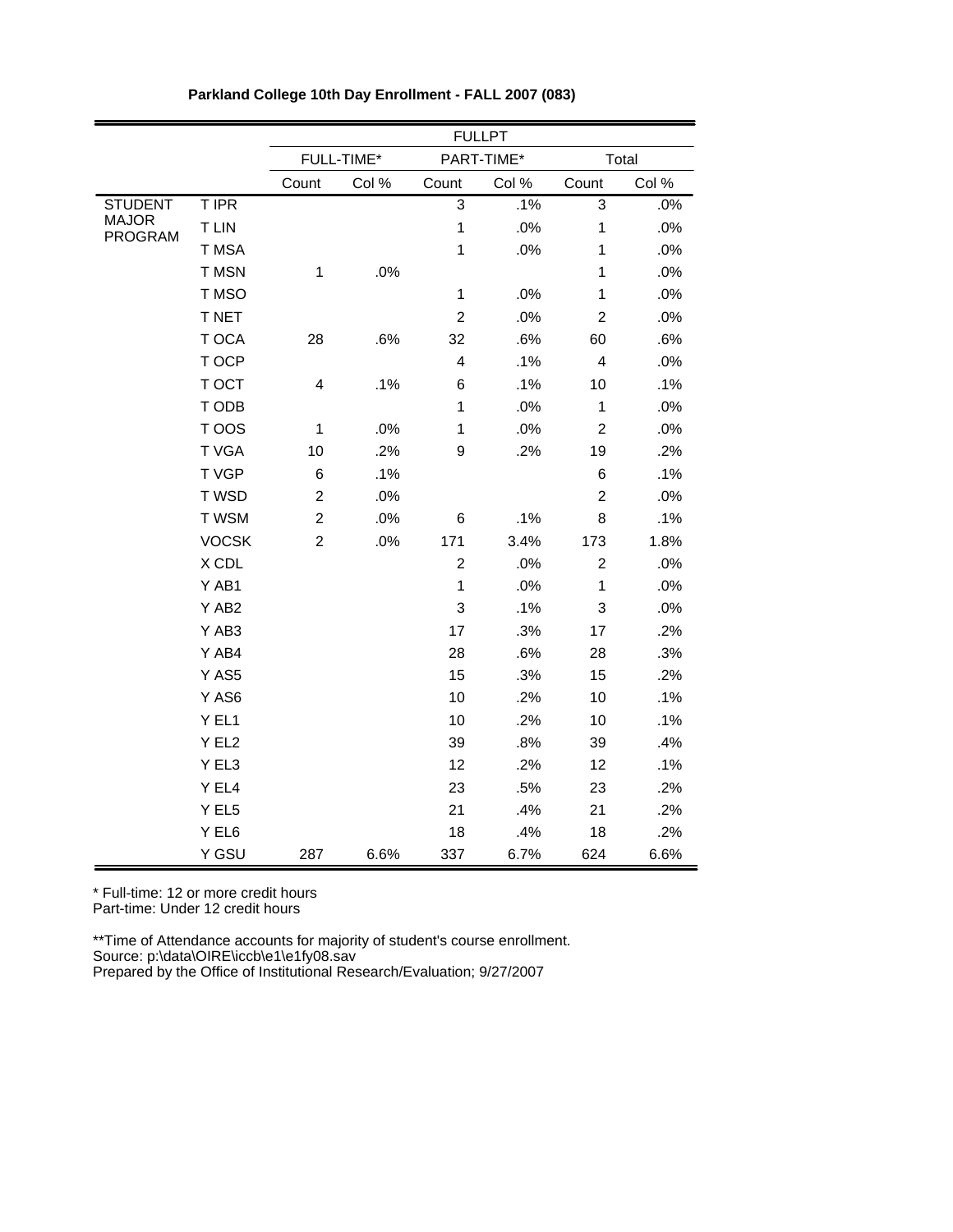**Parkland College 10th Day Enrollment - FALL 2007 (083)**

| | | FULLPT | | | | | |
|---|---|---|---|---|---|---|---|
| | | FULL-TIME* | | PART-TIME* | | Total | |
| | | Count | Col % | Count | Col % | Count | Col % |
| STUDENT MAJOR PROGRAM | T IPR | | | 3 | .1% | 3 | .0% |
| | T LIN | | | 1 | .0% | 1 | .0% |
| | T MSA | | | 1 | .0% | 1 | .0% |
| | T MSN | 1 | .0% | | | 1 | .0% |
| | T MSO | | | 1 | .0% | 1 | .0% |
| | T NET | | | 2 | .0% | 2 | .0% |
| | T OCA | 28 | .6% | 32 | .6% | 60 | .6% |
| | T OCP | | | 4 | .1% | 4 | .0% |
| | T OCT | 4 | .1% | 6 | .1% | 10 | .1% |
| | T ODB | | | 1 | .0% | 1 | .0% |
| | T OOS | 1 | .0% | 1 | .0% | 2 | .0% |
| | T VGA | 10 | .2% | 9 | .2% | 19 | .2% |
| | T VGP | 6 | .1% | | | 6 | .1% |
| | T WSD | 2 | .0% | | | 2 | .0% |
| | T WSM | 2 | .0% | 6 | .1% | 8 | .1% |
| | VOCSK | 2 | .0% | 171 | 3.4% | 173 | 1.8% |
| | X CDL | | | 2 | .0% | 2 | .0% |
| | Y AB1 | | | 1 | .0% | 1 | .0% |
| | Y AB2 | | | 3 | .1% | 3 | .0% |
| | Y AB3 | | | 17 | .3% | 17 | .2% |
| | Y AB4 | | | 28 | .6% | 28 | .3% |
| | Y AS5 | | | 15 | .3% | 15 | .2% |
| | Y AS6 | | | 10 | .2% | 10 | .1% |
| | Y EL1 | | | 10 | .2% | 10 | .1% |
| | Y EL2 | | | 39 | .8% | 39 | .4% |
| | Y EL3 | | | 12 | .2% | 12 | .1% |
| | Y EL4 | | | 23 | .5% | 23 | .2% |
| | Y EL5 | | | 21 | .4% | 21 | .2% |
| | Y EL6 | | | 18 | .4% | 18 | .2% |
| | Y GSU | 287 | 6.6% | 337 | 6.7% | 624 | 6.6% |

\* Full-time: 12 or more credit hours
Part-time: Under 12 credit hours

\*\*Time of Attendance accounts for majority of student's course enrollment.
Source: p:\data\OIRE\iccb\e1\e1fy08.sav
Prepared by the Office of Institutional Research/Evaluation; 9/27/2007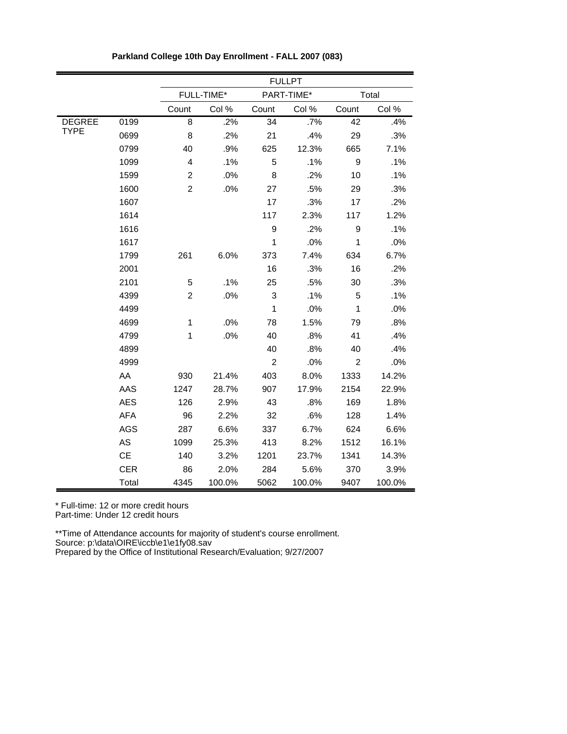**Parkland College 10th Day Enrollment - FALL 2007 (083)**

| | | FULLPT | | | | | |
|---|---|---|---|---|---|---|---|
| | | FULL-TIME* | | PART-TIME* | | Total | |
| | | Count | Col % | Count | Col % | Count | Col % |
| DEGREE TYPE | 0199 | 8 | .2% | 34 | .7% | 42 | .4% |
| | 0699 | 8 | .2% | 21 | .4% | 29 | .3% |
| | 0799 | 40 | .9% | 625 | 12.3% | 665 | 7.1% |
| | 1099 | 4 | .1% | 5 | .1% | 9 | .1% |
| | 1599 | 2 | .0% | 8 | .2% | 10 | .1% |
| | 1600 | 2 | .0% | 27 | .5% | 29 | .3% |
| | 1607 | | | 17 | .3% | 17 | .2% |
| | 1614 | | | 117 | 2.3% | 117 | 1.2% |
| | 1616 | | | 9 | .2% | 9 | .1% |
| | 1617 | | | 1 | .0% | 1 | .0% |
| | 1799 | 261 | 6.0% | 373 | 7.4% | 634 | 6.7% |
| | 2001 | | | 16 | .3% | 16 | .2% |
| | 2101 | 5 | .1% | 25 | .5% | 30 | .3% |
| | 4399 | 2 | .0% | 3 | .1% | 5 | .1% |
| | 4499 | | | 1 | .0% | 1 | .0% |
| | 4699 | 1 | .0% | 78 | 1.5% | 79 | .8% |
| | 4799 | 1 | .0% | 40 | .8% | 41 | .4% |
| | 4899 | | | 40 | .8% | 40 | .4% |
| | 4999 | | | 2 | .0% | 2 | .0% |
| | AA | 930 | 21.4% | 403 | 8.0% | 1333 | 14.2% |
| | AAS | 1247 | 28.7% | 907 | 17.9% | 2154 | 22.9% |
| | AES | 126 | 2.9% | 43 | .8% | 169 | 1.8% |
| | AFA | 96 | 2.2% | 32 | .6% | 128 | 1.4% |
| | AGS | 287 | 6.6% | 337 | 6.7% | 624 | 6.6% |
| | AS | 1099 | 25.3% | 413 | 8.2% | 1512 | 16.1% |
| | CE | 140 | 3.2% | 1201 | 23.7% | 1341 | 14.3% |
| | CER | 86 | 2.0% | 284 | 5.6% | 370 | 3.9% |
| | Total | 4345 | 100.0% | 5062 | 100.0% | 9407 | 100.0% |

\* Full-time: 12 or more credit hours
Part-time: Under 12 credit hours

\*\*Time of Attendance accounts for majority of student's course enrollment.
Source: p:\data\OIRE\iccb\e1\e1fy08.sav
Prepared by the Office of Institutional Research/Evaluation; 9/27/2007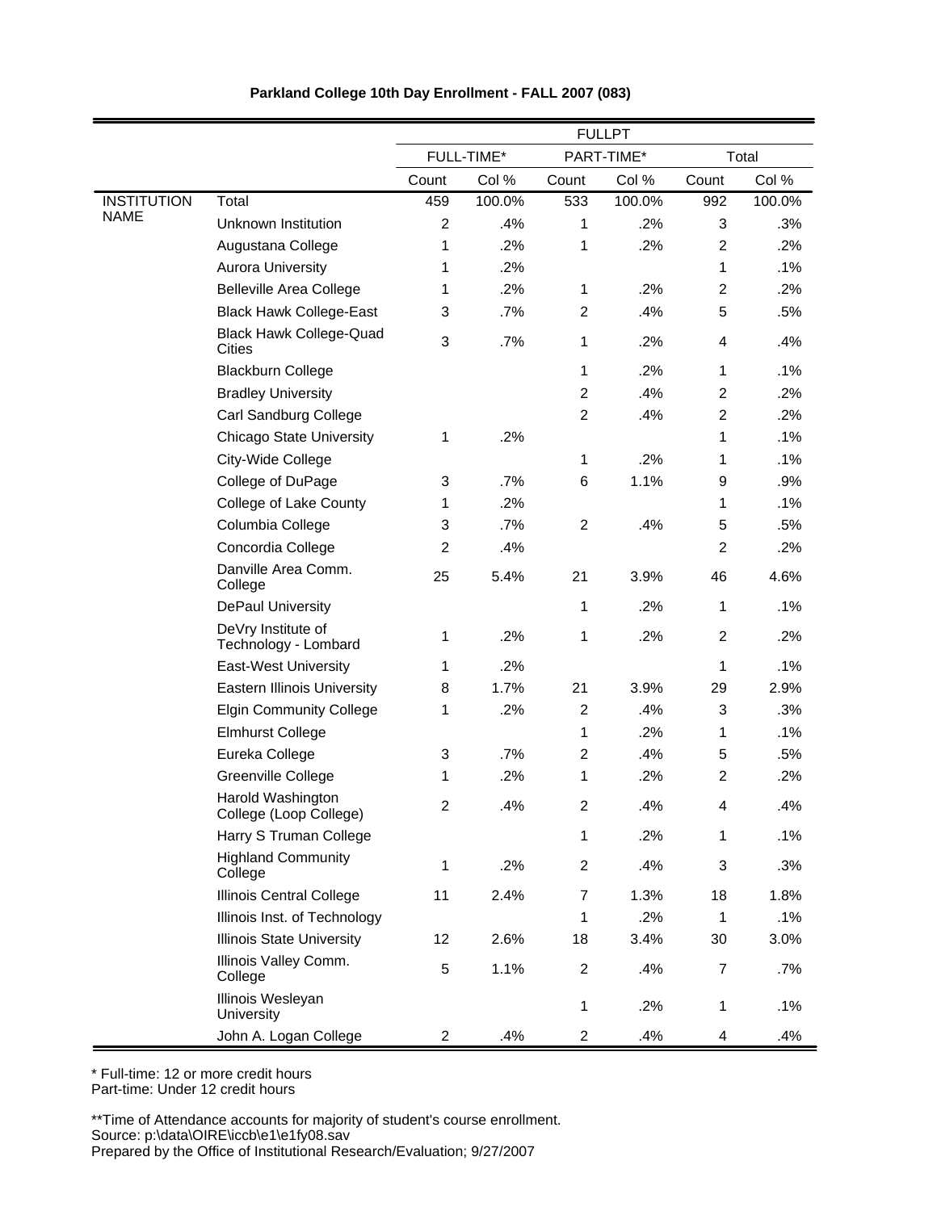**Parkland College 10th Day Enrollment - FALL 2007 (083)**

| | | FULLPT | | | | | |
|---|---|---|---|---|---|---|---|
| | | FULL-TIME* | | PART-TIME* | | Total | |
| | | Count | Col % | Count | Col % | Count | Col % |
| INSTITUTION NAME | Total | 459 | 100.0% | 533 | 100.0% | 992 | 100.0% |
| | Unknown Institution | 2 | .4% | 1 | .2% | 3 | .3% |
| | Augustana College | 1 | .2% | 1 | .2% | 2 | .2% |
| | Aurora University | 1 | .2% | | | 1 | .1% |
| | Belleville Area College | 1 | .2% | 1 | .2% | 2 | .2% |
| | Black Hawk College-East | 3 | .7% | 2 | .4% | 5 | .5% |
| | Black Hawk College-Quad Cities | 3 | .7% | 1 | .2% | 4 | .4% |
| | Blackburn College | | | 1 | .2% | 1 | .1% |
| | Bradley University | | | 2 | .4% | 2 | .2% |
| | Carl Sandburg College | | | 2 | .4% | 2 | .2% |
| | Chicago State University | 1 | .2% | | | 1 | .1% |
| | City-Wide College | | | 1 | .2% | 1 | .1% |
| | College of DuPage | 3 | .7% | 6 | 1.1% | 9 | .9% |
| | College of Lake County | 1 | .2% | | | 1 | .1% |
| | Columbia College | 3 | .7% | 2 | .4% | 5 | .5% |
| | Concordia College | 2 | .4% | | | 2 | .2% |
| | Danville Area Comm. College | 25 | 5.4% | 21 | 3.9% | 46 | 4.6% |
| | DePaul University | | | 1 | .2% | 1 | .1% |
| | DeVry Institute of Technology - Lombard | 1 | .2% | 1 | .2% | 2 | .2% |
| | East-West University | 1 | .2% | | | 1 | .1% |
| | Eastern Illinois University | 8 | 1.7% | 21 | 3.9% | 29 | 2.9% |
| | Elgin Community College | 1 | .2% | 2 | .4% | 3 | .3% |
| | Elmhurst College | | | 1 | .2% | 1 | .1% |
| | Eureka College | 3 | .7% | 2 | .4% | 5 | .5% |
| | Greenville College | 1 | .2% | 1 | .2% | 2 | .2% |
| | Harold Washington College (Loop College) | 2 | .4% | 2 | .4% | 4 | .4% |
| | Harry S Truman College | | | 1 | .2% | 1 | .1% |
| | Highland Community College | 1 | .2% | 2 | .4% | 3 | .3% |
| | Illinois Central College | 11 | 2.4% | 7 | 1.3% | 18 | 1.8% |
| | Illinois Inst. of Technology | | | 1 | .2% | 1 | .1% |
| | Illinois State University | 12 | 2.6% | 18 | 3.4% | 30 | 3.0% |
| | Illinois Valley Comm. College | 5 | 1.1% | 2 | .4% | 7 | .7% |
| | Illinois Wesleyan University | | | 1 | .2% | 1 | .1% |
| | John A. Logan College | 2 | .4% | 2 | .4% | 4 | .4% |

\* Full-time: 12 or more credit hours
Part-time: Under 12 credit hours

**Time of Attendance accounts for majority of student's course enrollment.
Source: p:\data\OIRE\iccb\e1\e1fy08.sav
Prepared by the Office of Institutional Research/Evaluation; 9/27/2007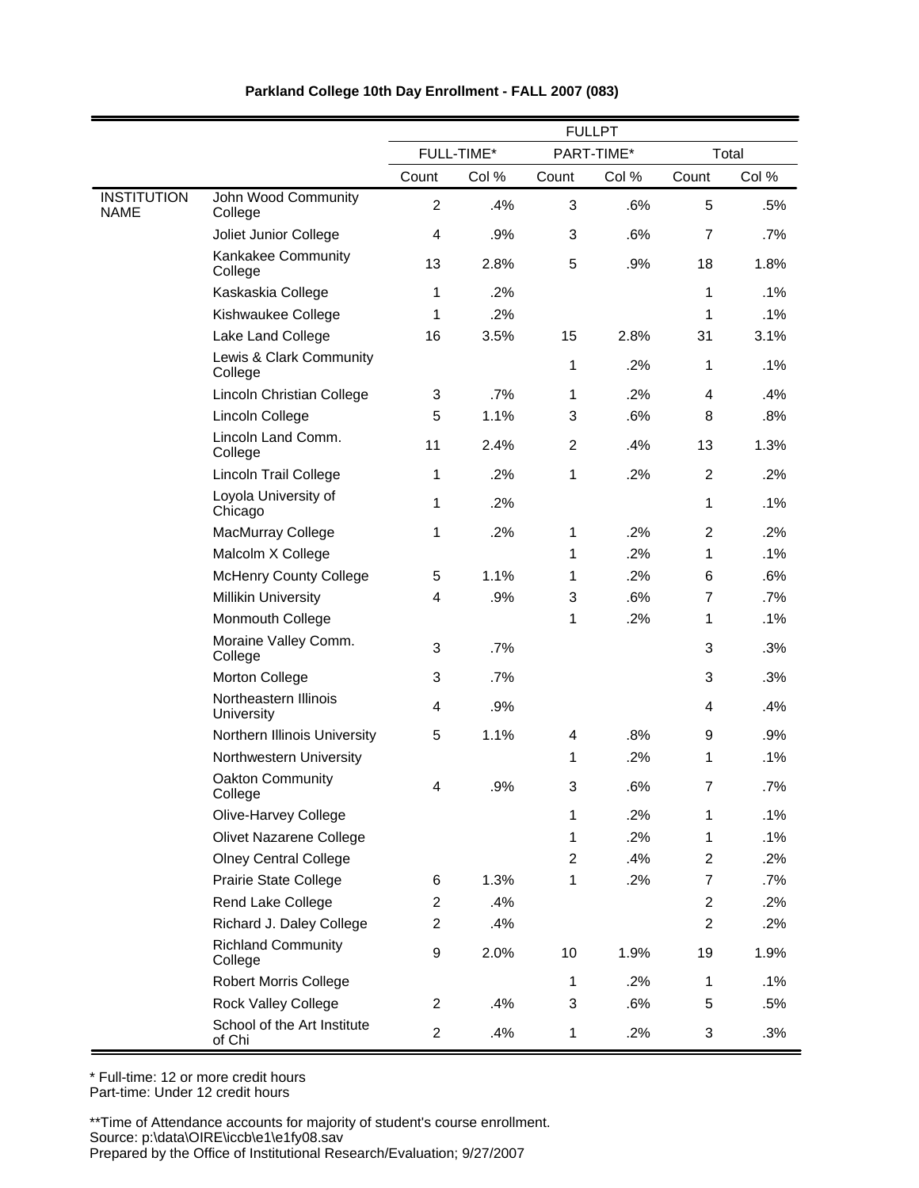**Parkland College 10th Day Enrollment - FALL 2007 (083)**

| | | FULLPT | | | | | |
|---|---|---|---|---|---|---|---|
| | | FULL-TIME* | | PART-TIME* | | Total | |
| | | Count | Col % | Count | Col % | Count | Col % |
| INSTITUTION NAME | John Wood Community College | 2 | .4% | 3 | .6% | 5 | .5% |
| | Joliet Junior College | 4 | .9% | 3 | .6% | 7 | .7% |
| | Kankakee Community College | 13 | 2.8% | 5 | .9% | 18 | 1.8% |
| | Kaskaskia College | 1 | .2% | | | 1 | .1% |
| | Kishwaukee College | 1 | .2% | | | 1 | .1% |
| | Lake Land College | 16 | 3.5% | 15 | 2.8% | 31 | 3.1% |
| | Lewis & Clark Community College | | | 1 | .2% | 1 | .1% |
| | Lincoln Christian College | 3 | .7% | 1 | .2% | 4 | .4% |
| | Lincoln College | 5 | 1.1% | 3 | .6% | 8 | .8% |
| | Lincoln Land Comm. College | 11 | 2.4% | 2 | .4% | 13 | 1.3% |
| | Lincoln Trail College | 1 | .2% | 1 | .2% | 2 | .2% |
| | Loyola University of Chicago | 1 | .2% | | | 1 | .1% |
| | MacMurray College | 1 | .2% | 1 | .2% | 2 | .2% |
| | Malcolm X College | | | 1 | .2% | 1 | .1% |
| | McHenry County College | 5 | 1.1% | 1 | .2% | 6 | .6% |
| | Millikin University | 4 | .9% | 3 | .6% | 7 | .7% |
| | Monmouth College | | | 1 | .2% | 1 | .1% |
| | Moraine Valley Comm. College | 3 | .7% | | | 3 | .3% |
| | Morton College | 3 | .7% | | | 3 | .3% |
| | Northeastern Illinois University | 4 | .9% | | | 4 | .4% |
| | Northern Illinois University | 5 | 1.1% | 4 | .8% | 9 | .9% |
| | Northwestern University | | | 1 | .2% | 1 | .1% |
| | Oakton Community College | 4 | .9% | 3 | .6% | 7 | .7% |
| | Olive-Harvey College | | | 1 | .2% | 1 | .1% |
| | Olivet Nazarene College | | | 1 | .2% | 1 | .1% |
| | Olney Central College | | | 2 | .4% | 2 | .2% |
| | Prairie State College | 6 | 1.3% | 1 | .2% | 7 | .7% |
| | Rend Lake College | 2 | .4% | | | 2 | .2% |
| | Richard J. Daley College | 2 | .4% | | | 2 | .2% |
| | Richland Community College | 9 | 2.0% | 10 | 1.9% | 19 | 1.9% |
| | Robert Morris College | | | 1 | .2% | 1 | .1% |
| | Rock Valley College | 2 | .4% | 3 | .6% | 5 | .5% |
| | School of the Art Institute of Chi | 2 | .4% | 1 | .2% | 3 | .3% |

\* Full-time: 12 or more credit hours
Part-time: Under 12 credit hours

**Time of Attendance accounts for majority of student's course enrollment.
Source: p:\data\OIRE\iccb\e1\e1fy08.sav
Prepared by the Office of Institutional Research/Evaluation; 9/27/2007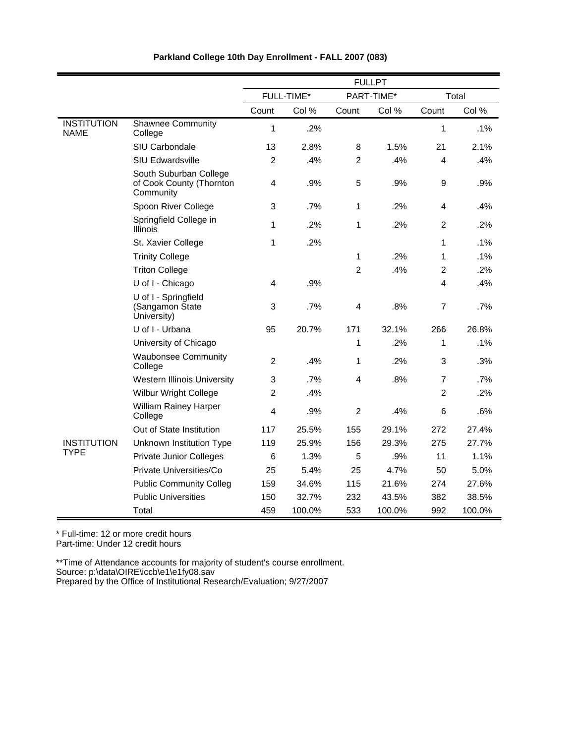**Parkland College 10th Day Enrollment - FALL 2007 (083)**

| | | FULLPT | | | | | |
|---|---|---|---|---|---|---|---|
| | | FULL-TIME* | | PART-TIME* | | Total | |
| | | Count | Col % | Count | Col % | Count | Col % |
| INSTITUTION NAME | Shawnee Community College | 1 | .2% | | | 1 | .1% |
| | SIU Carbondale | 13 | 2.8% | 8 | 1.5% | 21 | 2.1% |
| | SIU Edwardsville | 2 | .4% | 2 | .4% | 4 | .4% |
| | South Suburban College of Cook County (Thornton Community | 4 | .9% | 5 | .9% | 9 | .9% |
| | Spoon River College | 3 | .7% | 1 | .2% | 4 | .4% |
| | Springfield College in Illinois | 1 | .2% | 1 | .2% | 2 | .2% |
| | St. Xavier College | 1 | .2% | | | 1 | .1% |
| | Trinity College | | | 1 | .2% | 1 | .1% |
| | Triton College | | | 2 | .4% | 2 | .2% |
| | U of I - Chicago | 4 | .9% | | | 4 | .4% |
| | U of I - Springfield (Sangamon State University) | 3 | .7% | 4 | .8% | 7 | .7% |
| | U of I - Urbana | 95 | 20.7% | 171 | 32.1% | 266 | 26.8% |
| | University of Chicago | | | 1 | .2% | 1 | .1% |
| | Waubonsee Community College | 2 | .4% | 1 | .2% | 3 | .3% |
| | Western Illinois University | 3 | .7% | 4 | .8% | 7 | .7% |
| | Wilbur Wright College | 2 | .4% | | | 2 | .2% |
| | William Rainey Harper College | 4 | .9% | 2 | .4% | 6 | .6% |
| | Out of State Institution | 117 | 25.5% | 155 | 29.1% | 272 | 27.4% |
| INSTITUTION TYPE | Unknown Institution Type | 119 | 25.9% | 156 | 29.3% | 275 | 27.7% |
| | Private Junior Colleges | 6 | 1.3% | 5 | .9% | 11 | 1.1% |
| | Private Universities/Co | 25 | 5.4% | 25 | 4.7% | 50 | 5.0% |
| | Public Community Colleg | 159 | 34.6% | 115 | 21.6% | 274 | 27.6% |
| | Public Universities | 150 | 32.7% | 232 | 43.5% | 382 | 38.5% |
| | Total | 459 | 100.0% | 533 | 100.0% | 992 | 100.0% |

* Full-time: 12 or more credit hours
Part-time: Under 12 credit hours

**Time of Attendance accounts for majority of student's course enrollment.
Source: p:\data\OIRE\iccb\e1\e1fy08.sav
Prepared by the Office of Institutional Research/Evaluation; 9/27/2007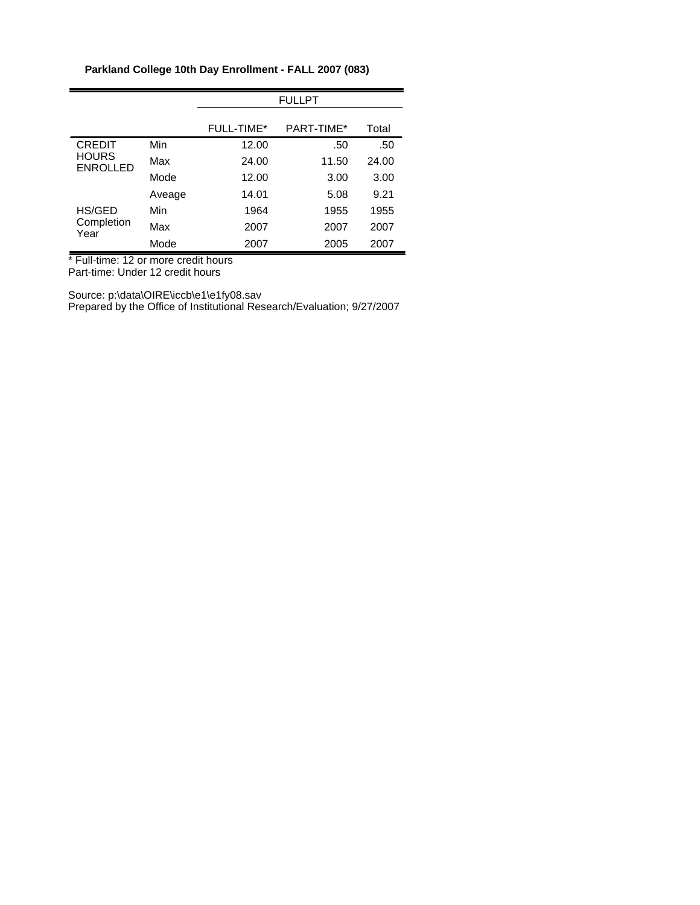**Parkland College 10th Day Enrollment - FALL 2007 (083)**

| | | FULLPT | | |
|---|---|---|---|---|
| | | FULL-TIME* | PART-TIME* | Total |
| CREDIT HOURS ENROLLED | Min | 12.00 | .50 | .50 |
| | Max | 24.00 | 11.50 | 24.00 |
| | Mode | 12.00 | 3.00 | 3.00 |
| | Aveage | 14.01 | 5.08 | 9.21 |
| HS/GED Completion Year | Min | 1964 | 1955 | 1955 |
| | Max | 2007 | 2007 | 2007 |
| | Mode | 2007 | 2005 | 2007 |

* Full-time: 12 or more credit hours
Part-time: Under 12 credit hours

Source: p:\data\OIRE\iccb\e1\e1fy08.sav
Prepared by the Office of Institutional Research/Evaluation; 9/27/2007